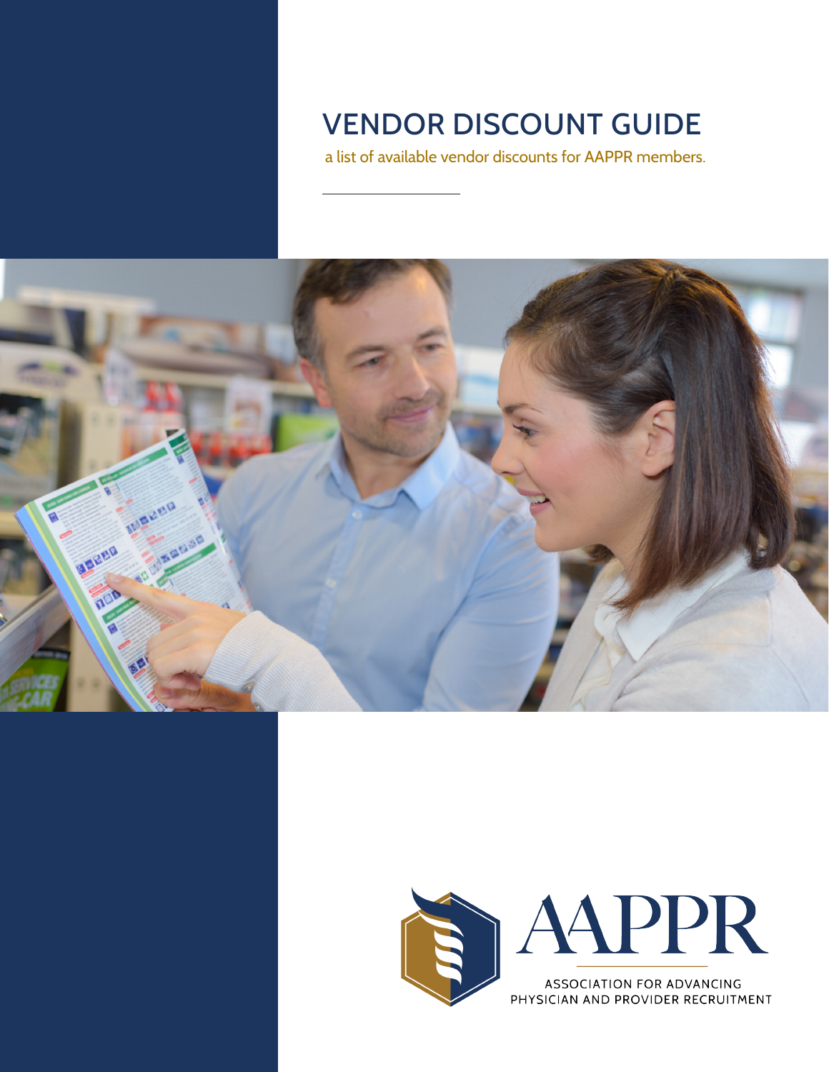# VENDOR DISCOUNT GUIDE

a list of available vendor discounts for AAPPR members.

AAPPR

ASSOCIATION FOR ADVANCING PHYSICIAN AND PROVIDER RECRUITMENT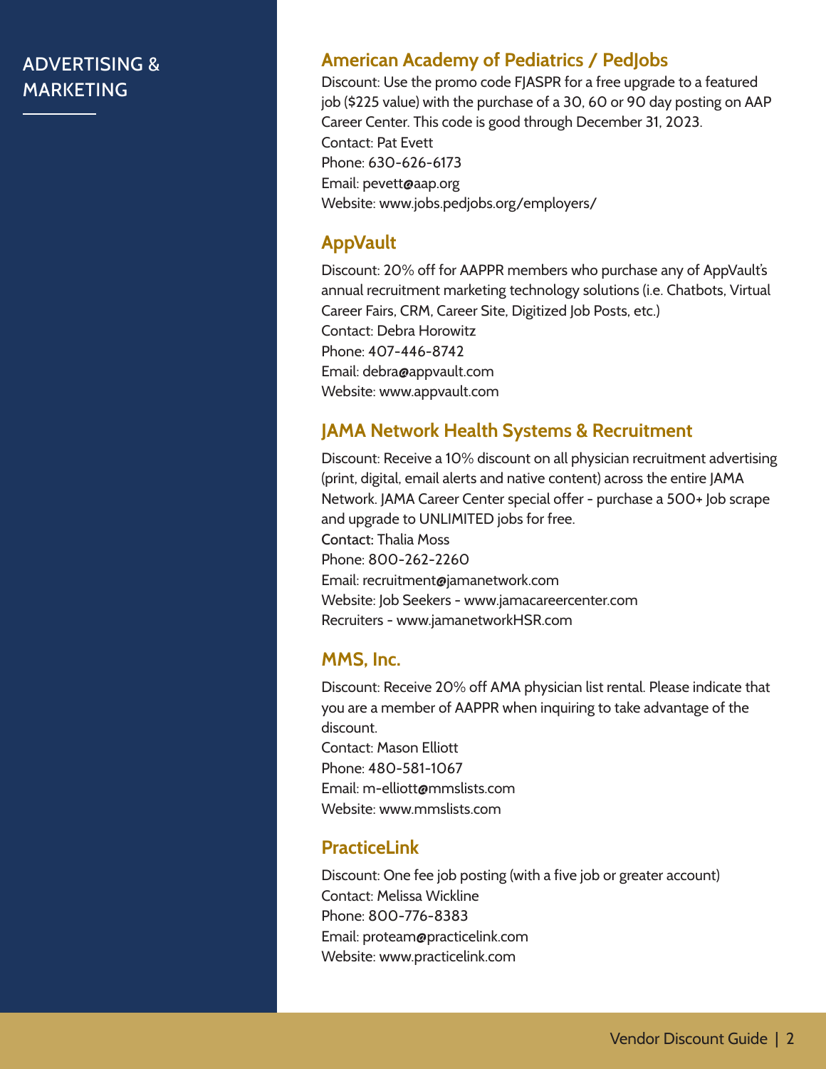# ADVERTISING & MARKETING

## American Academy of Pediatrics / PedJobs

Discount: Use the promo code FJASPR for a free upgrade to a featured job ($225 value) with the purchase of a 30, 60 or 90 day posting on AAP Career Center. This code is good through December 31, 2023.
Contact: Pat Evett
Phone: 630-626-6173
Email: pevett@aap.org
Website: www.jobs.pedjobs.org/employers/

## AppVault

Discount: 20% off for AAPPR members who purchase any of AppVault's annual recruitment marketing technology solutions (i.e. Chatbots, Virtual Career Fairs, CRM, Career Site, Digitized Job Posts, etc.)
Contact: Debra Horowitz
Phone: 407-446-8742
Email: debra@appvault.com
Website: www.appvault.com

## JAMA Network Health Systems & Recruitment

Discount: Receive a 10% discount on all physician recruitment advertising (print, digital, email alerts and native content) across the entire JAMA Network. JAMA Career Center special offer - purchase a 500+ Job scrape and upgrade to UNLIMITED jobs for free.
Contact: Thalia Moss
Phone: 800-262-2260
Email: recruitment@jamanetwork.com
Website: Job Seekers - www.jamacareercenter.com
Recruiters - www.jamanetworkHSR.com

## MMS, Inc.

Discount: Receive 20% off AMA physician list rental. Please indicate that you are a member of AAPPR when inquiring to take advantage of the discount.
Contact: Mason Elliott
Phone: 480-581-1067
Email: m-elliott@mmslists.com
Website: www.mmslists.com

## PracticeLink

Discount: One fee job posting (with a five job or greater account)
Contact: Melissa Wickline
Phone: 800-776-8383
Email: proteam@practicelink.com
Website: www.practicelink.com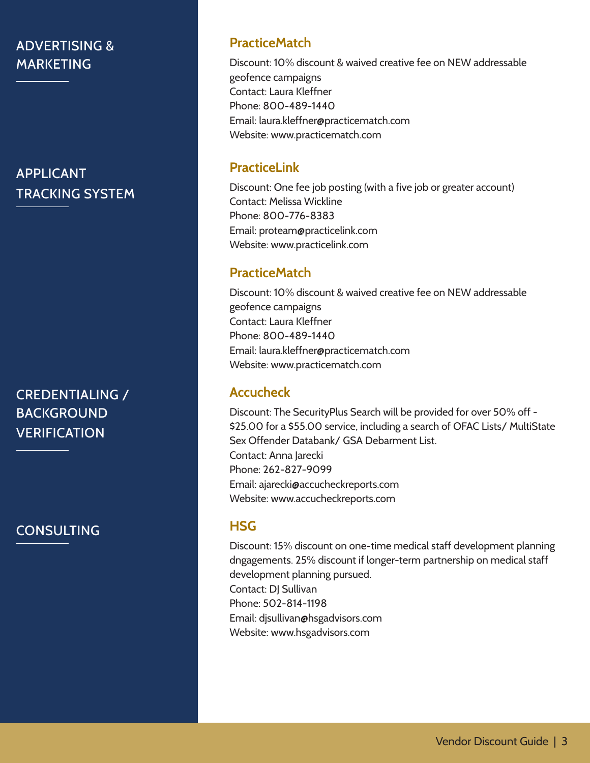## ADVERTISING & MARKETING

### PracticeMatch

Discount: 10% discount & waived creative fee on NEW addressable geofence campaigns
Contact: Laura Kleffner
Phone: 800-489-1440
Email: laura.kleffner@practicematch.com
Website: www.practicematch.com

### PracticeLink

Discount: One fee job posting (with a five job or greater account)
Contact: Melissa Wickline
Phone: 800-776-8383
Email: proteam@practicelink.com
Website: www.practicelink.com

## APPLICANT TRACKING SYSTEM

### PracticeMatch

Discount: 10% discount & waived creative fee on NEW addressable geofence campaigns
Contact: Laura Kleffner
Phone: 800-489-1440
Email: laura.kleffner@practicematch.com
Website: www.practicematch.com

## CREDENTIALING / BACKGROUND VERIFICATION

### Accucheck

Discount: The SecurityPlus Search will be provided for over 50% off - $25.00 for a $55.00 service, including a search of OFAC Lists/ MultiState Sex Offender Databank/ GSA Debarment List.
Contact: Anna Jarecki
Phone: 262-827-9099
Email: ajarecki@accucheckreports.com
Website: www.accucheckreports.com

## CONSULTING

### HSG

Discount: 15% discount on one-time medical staff development planning dngagements. 25% discount if longer-term partnership on medical staff development planning pursued.
Contact: DJ Sullivan
Phone: 502-814-1198
Email: djsullivan@hsgadvisors.com
Website: www.hsgadvisors.com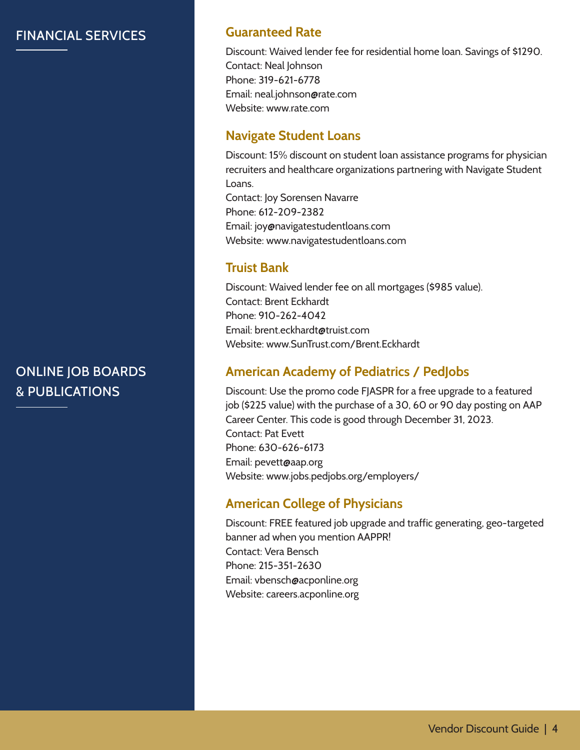## FINANCIAL SERVICES

### Guaranteed Rate

Discount: Waived lender fee for residential home loan. Savings of $1290.
Contact: Neal Johnson
Phone: 319-621-6778
Email: neal.johnson@rate.com
Website: www.rate.com

### Navigate Student Loans

Discount: 15% discount on student loan assistance programs for physician recruiters and healthcare organizations partnering with Navigate Student Loans.
Contact: Joy Sorensen Navarre
Phone: 612-209-2382
Email: joy@navigatestudentloans.com
Website: www.navigatestudentloans.com

### Truist Bank

Discount: Waived lender fee on all mortgages ($985 value).
Contact: Brent Eckhardt
Phone: 910-262-4042
Email: brent.eckhardt@truist.com
Website: www.SunTrust.com/Brent.Eckhardt

## ONLINE JOB BOARDS & PUBLICATIONS

### American Academy of Pediatrics / PedJobs

Discount: Use the promo code FJASPR for a free upgrade to a featured job ($225 value) with the purchase of a 30, 60 or 90 day posting on AAP Career Center. This code is good through December 31, 2023.
Contact: Pat Evett
Phone: 630-626-6173
Email: pevett@aap.org
Website: www.jobs.pedjobs.org/employers/

### American College of Physicians

Discount: FREE featured job upgrade and traffic generating, geo-targeted banner ad when you mention AAPPR!
Contact: Vera Bensch
Phone: 215-351-2630
Email: vbensch@acponline.org
Website: careers.acponline.org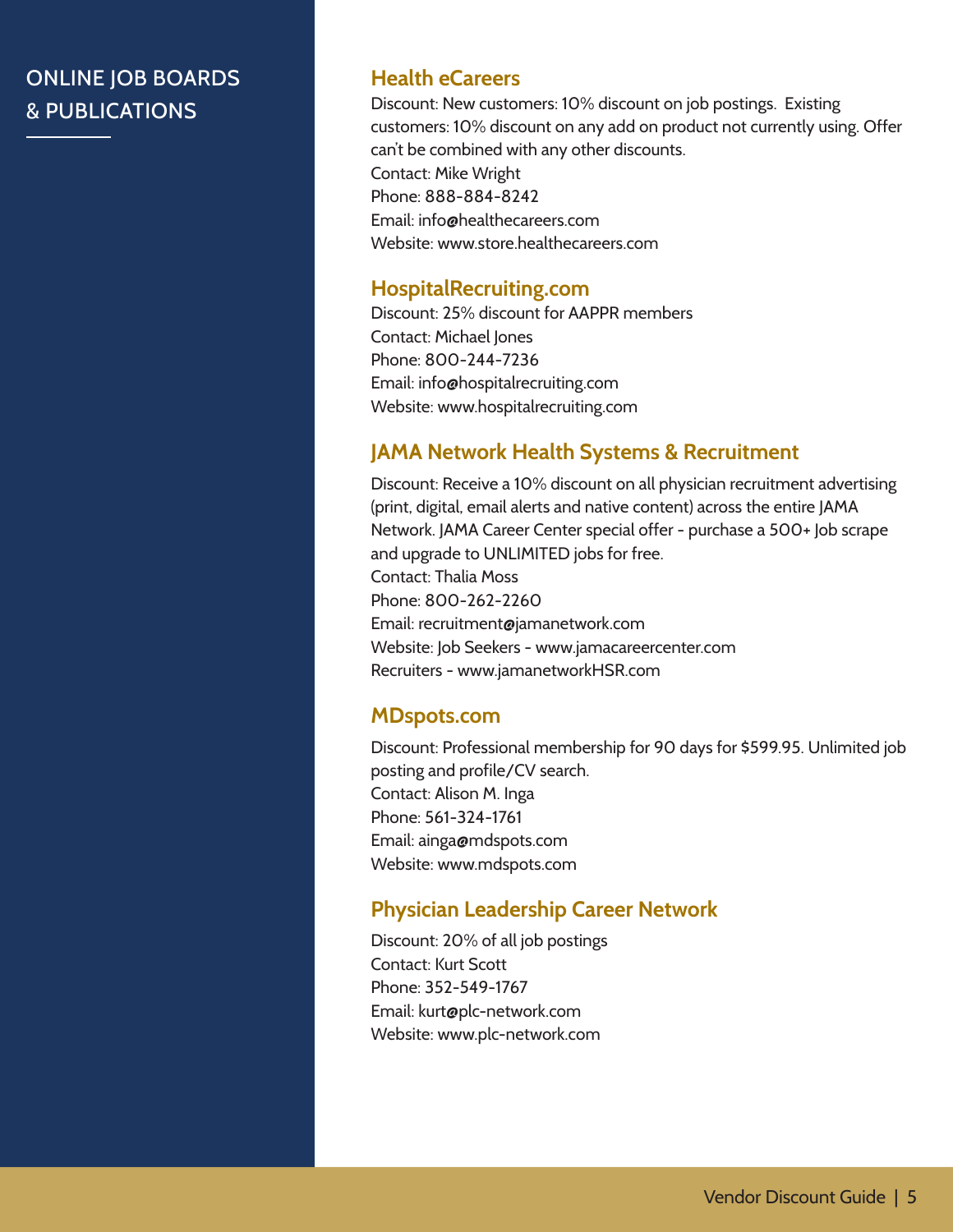# ONLINE JOB BOARDS & PUBLICATIONS

## Health eCareers

Discount: New customers: 10% discount on job postings. Existing customers: 10% discount on any add on product not currently using. Offer can't be combined with any other discounts.
Contact: Mike Wright
Phone: 888-884-8242
Email: info@healthecareers.com
Website: www.store.healthecareers.com

## HospitalRecruiting.com

Discount: 25% discount for AAPPR members
Contact: Michael Jones
Phone: 800-244-7236
Email: info@hospitalrecruiting.com
Website: www.hospitalrecruiting.com

## JAMA Network Health Systems & Recruitment

Discount: Receive a 10% discount on all physician recruitment advertising (print, digital, email alerts and native content) across the entire JAMA Network. JAMA Career Center special offer - purchase a 500+ Job scrape and upgrade to UNLIMITED jobs for free.
Contact: Thalia Moss
Phone: 800-262-2260
Email: recruitment@jamanetwork.com
Website: Job Seekers - www.jamacareercenter.com
Recruiters - www.jamanetworkHSR.com

## MDspots.com

Discount: Professional membership for 90 days for $599.95. Unlimited job posting and profile/CV search.
Contact: Alison M. Inga
Phone: 561-324-1761
Email: ainga@mdspots.com
Website: www.mdspots.com

## Physician Leadership Career Network

Discount: 20% of all job postings
Contact: Kurt Scott
Phone: 352-549-1767
Email: kurt@plc-network.com
Website: www.plc-network.com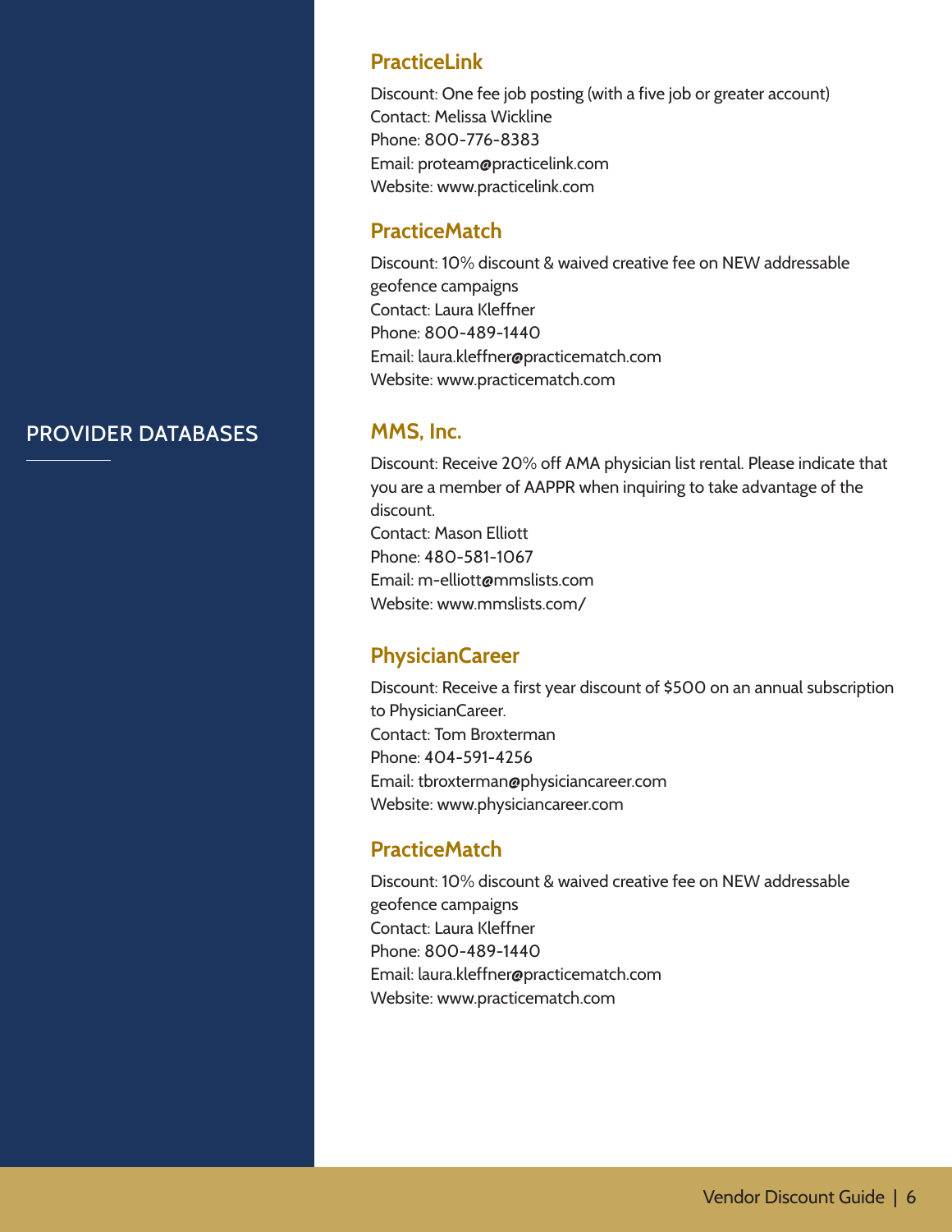## PROVIDER DATABASES

### PracticeLink

Discount: One fee job posting (with a five job or greater account)
Contact: Melissa Wickline
Phone: 800-776-8383
Email: proteam@practicelink.com
Website: www.practicelink.com

### PracticeMatch

Discount: 10% discount & waived creative fee on NEW addressable geofence campaigns
Contact: Laura Kleffner
Phone: 800-489-1440
Email: laura.kleffner@practicematch.com
Website: www.practicematch.com

### MMS, Inc.

Discount: Receive 20% off AMA physician list rental. Please indicate that you are a member of AAPPR when inquiring to take advantage of the discount.
Contact: Mason Elliott
Phone: 480-581-1067
Email: m-elliott@mmslists.com
Website: www.mmslists.com/

### PhysicianCareer

Discount: Receive a first year discount of $500 on an annual subscription to PhysicianCareer.
Contact: Tom Broxterman
Phone: 404-591-4256
Email: tbroxterman@physiciancareer.com
Website: www.physiciancareer.com

### PracticeMatch

Discount: 10% discount & waived creative fee on NEW addressable geofence campaigns
Contact: Laura Kleffner
Phone: 800-489-1440
Email: laura.kleffner@practicematch.com
Website: www.practicematch.com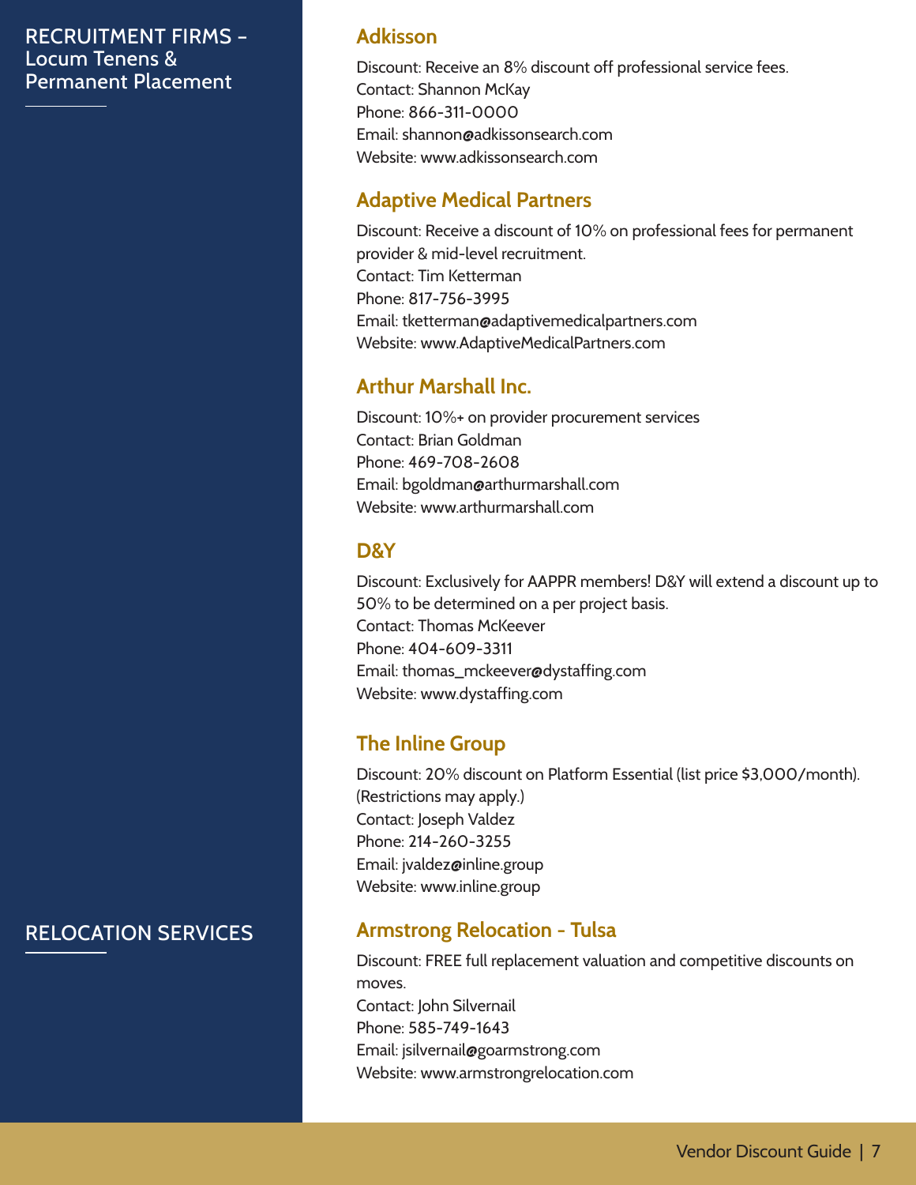## RECRUITMENT FIRMS – Locum Tenens & Permanent Placement

### Adkisson

Discount: Receive an 8% discount off professional service fees.
Contact: Shannon McKay
Phone: 866-311-0000
Email: shannon@adkissonsearch.com
Website: www.adkissonsearch.com

### Adaptive Medical Partners

Discount: Receive a discount of 10% on professional fees for permanent provider & mid-level recruitment.
Contact: Tim Ketterman
Phone: 817-756-3995
Email: tketterman@adaptivemedicalpartners.com
Website: www.AdaptiveMedicalPartners.com

### Arthur Marshall Inc.

Discount: 10%+ on provider procurement services
Contact: Brian Goldman
Phone: 469-708-2608
Email: bgoldman@arthurmarshall.com
Website: www.arthurmarshall.com

### D&Y

Discount: Exclusively for AAPPR members! D&Y will extend a discount up to 50% to be determined on a per project basis.
Contact: Thomas McKeever
Phone: 404-609-3311
Email: thomas_mckeever@dystaffing.com
Website: www.dystaffing.com

### The Inline Group

Discount: 20% discount on Platform Essential (list price $3,000/month). (Restrictions may apply.)
Contact: Joseph Valdez
Phone: 214-260-3255
Email: jvaldez@inline.group
Website: www.inline.group

## RELOCATION SERVICES

### Armstrong Relocation - Tulsa

Discount: FREE full replacement valuation and competitive discounts on moves.
Contact: John Silvernail
Phone: 585-749-1643
Email: jsilvernail@goarmstrong.com
Website: www.armstrongrelocation.com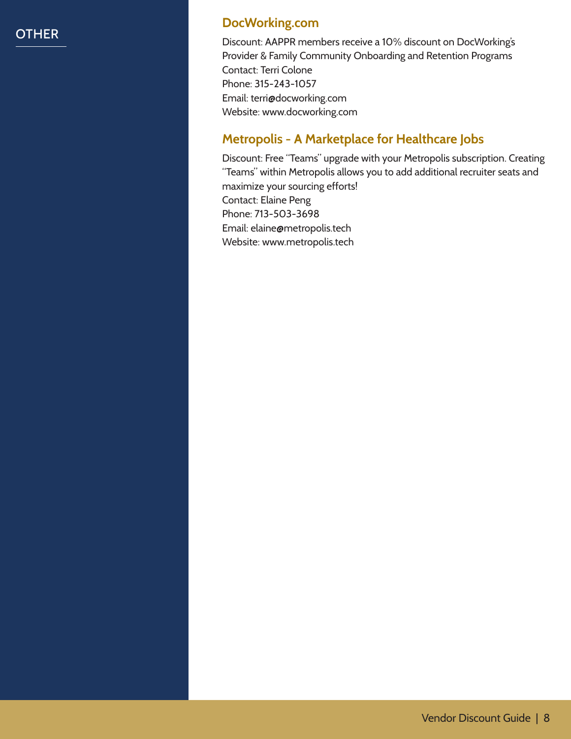# OTHER

## DocWorking.com

Discount: AAPPR members receive a 10% discount on DocWorking's Provider & Family Community Onboarding and Retention Programs
Contact: Terri Colone
Phone: 315-243-1057
Email: terri@docworking.com
Website: www.docworking.com

## Metropolis - A Marketplace for Healthcare Jobs

Discount: Free "Teams" upgrade with your Metropolis subscription. Creating "Teams" within Metropolis allows you to add additional recruiter seats and maximize your sourcing efforts!
Contact: Elaine Peng
Phone: 713-503-3698
Email: elaine@metropolis.tech
Website: www.metropolis.tech